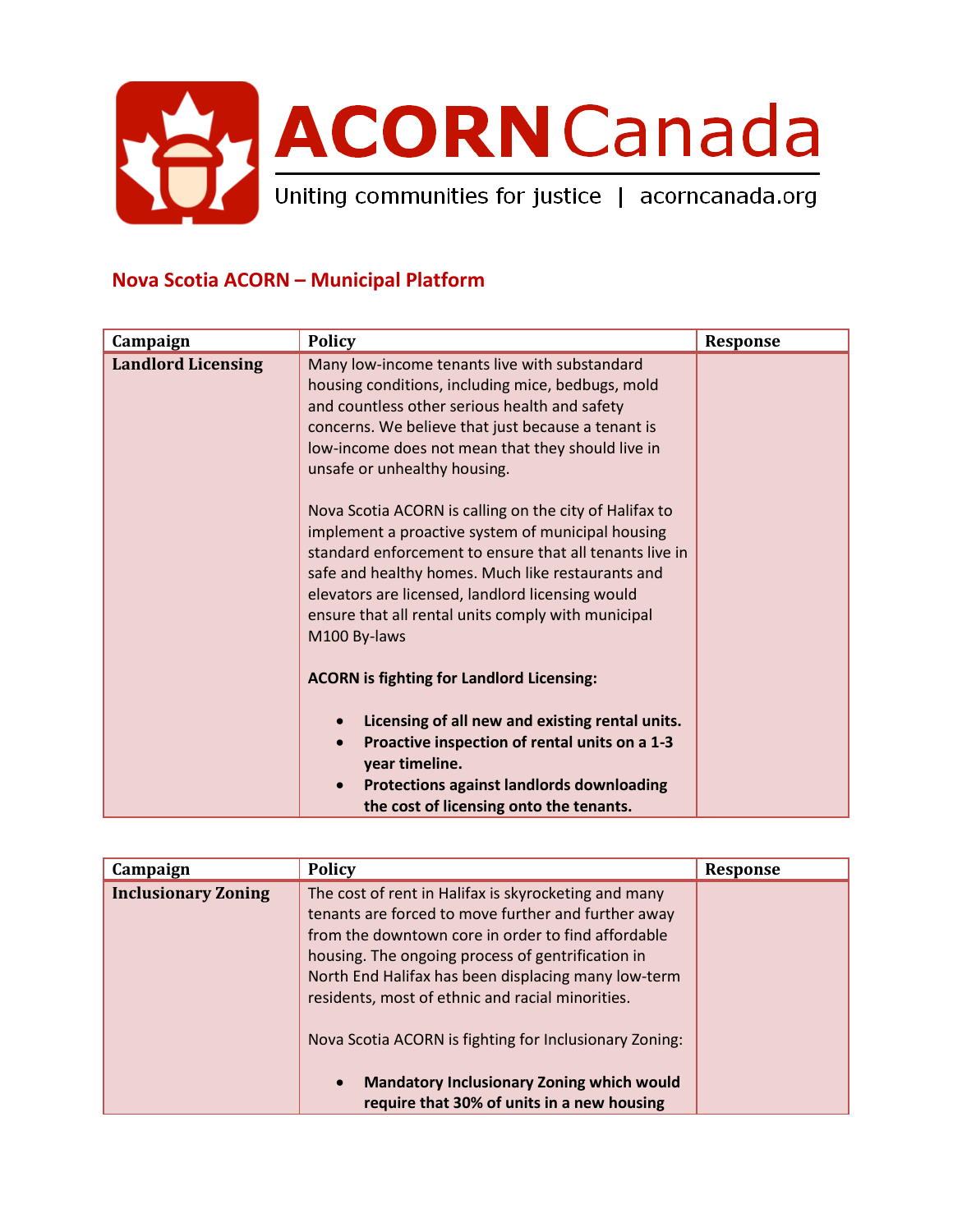ACORN Canada

Uniting communities for justice | acorncanada.org

## Nova Scotia ACORN – Municipal Platform

| Campaign | Policy | Response |
|---|---|---|
| **Landlord Licensing** | Many low-income tenants live with substandard housing conditions, including mice, bedbugs, mold and countless other serious health and safety concerns. We believe that just because a tenant is low-income does not mean that they should live in unsafe or unhealthy housing.<br><br>Nova Scotia ACORN is calling on the city of Halifax to implement a proactive system of municipal housing standard enforcement to ensure that all tenants live in safe and healthy homes. Much like restaurants and elevators are licensed, landlord licensing would ensure that all rental units comply with municipal M100 By-laws<br><br>**ACORN is fighting for Landlord Licensing:**<br><br>• **Licensing of all new and existing rental units.**<br>• **Proactive inspection of rental units on a 1-3 year timeline.**<br>• **Protections against landlords downloading the cost of licensing onto the tenants.** | |

| Campaign | Policy | Response |
|---|---|---|
| **Inclusionary Zoning** | The cost of rent in Halifax is skyrocketing and many tenants are forced to move further and further away from the downtown core in order to find affordable housing. The ongoing process of gentrification in North End Halifax has been displacing many low-term residents, most of ethnic and racial minorities.<br><br>Nova Scotia ACORN is fighting for Inclusionary Zoning:<br><br>• **Mandatory Inclusionary Zoning which would require that 30% of units in a new housing** | |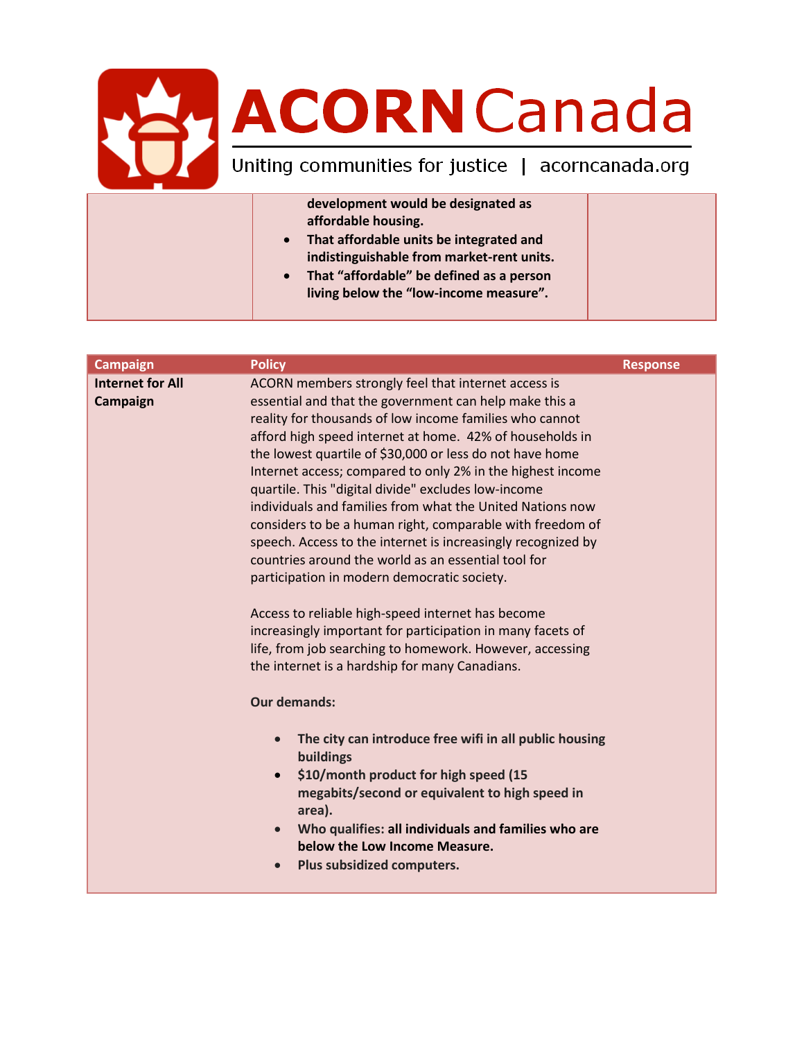# ACORN Canada

Uniting communities for justice | acorncanada.org

| | | |
|---|---|---|
| | **development would be designated as affordable housing.**<br>• **That affordable units be integrated and indistinguishable from market-rent units.**<br>• **That "affordable" be defined as a person living below the "low-income measure".** | |

| Campaign | Policy | Response |
|---|---|---|
| **Internet for All Campaign** | ACORN members strongly feel that internet access is essential and that the government can help make this a reality for thousands of low income families who cannot afford high speed internet at home. 42% of households in the lowest quartile of $30,000 or less do not have home Internet access; compared to only 2% in the highest income quartile. This "digital divide" excludes low-income individuals and families from what the United Nations now considers to be a human right, comparable with freedom of speech. Access to the internet is increasingly recognized by countries around the world as an essential tool for participation in modern democratic society.<br><br>Access to reliable high-speed internet has become increasingly important for participation in many facets of life, from job searching to homework. However, accessing the internet is a hardship for many Canadians.<br><br>**Our demands:**<br><br>• **The city can introduce free wifi in all public housing buildings**<br>• **$10/month product for high speed (15 megabits/second or equivalent to high speed in area).**<br>• **Who qualifies: all individuals and families who are below the Low Income Measure.**<br>• **Plus subsidized computers.** | |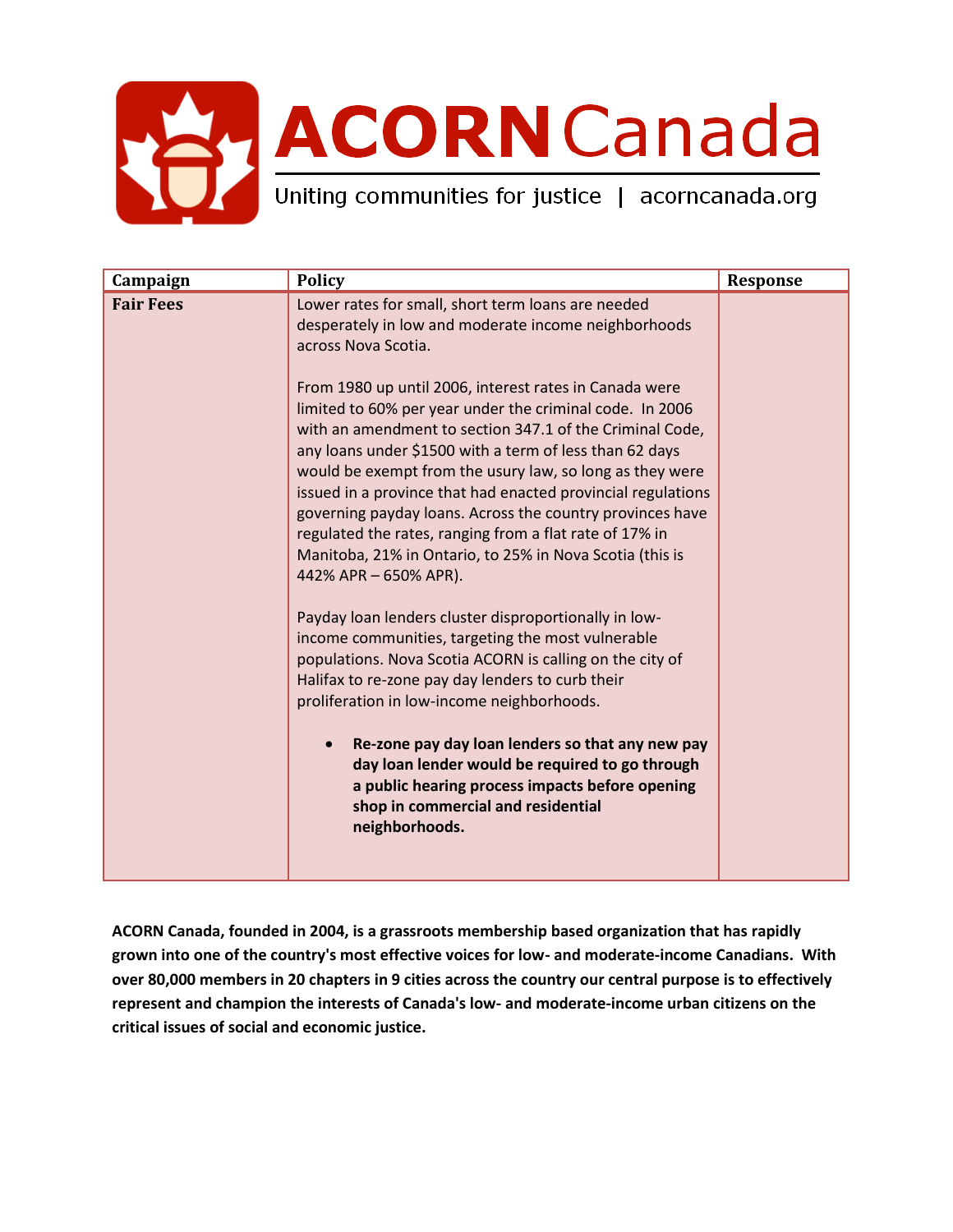# ACORN Canada

Uniting communities for justice | acorncanada.org

| Campaign | Policy | Response |
| --- | --- | --- |
| **Fair Fees** | Lower rates for small, short term loans are needed desperately in low and moderate income neighborhoods across Nova Scotia.<br><br>From 1980 up until 2006, interest rates in Canada were limited to 60% per year under the criminal code. In 2006 with an amendment to section 347.1 of the Criminal Code, any loans under $1500 with a term of less than 62 days would be exempt from the usury law, so long as they were issued in a province that had enacted provincial regulations governing payday loans. Across the country provinces have regulated the rates, ranging from a flat rate of 17% in Manitoba, 21% in Ontario, to 25% in Nova Scotia (this is 442% APR – 650% APR).<br><br>Payday loan lenders cluster disproportionally in low-income communities, targeting the most vulnerable populations. Nova Scotia ACORN is calling on the city of Halifax to re-zone pay day lenders to curb their proliferation in low-income neighborhoods.<br><br>• **Re-zone pay day loan lenders so that any new pay day loan lender would be required to go through a public hearing process impacts before opening shop in commercial and residential neighborhoods.** | |

**ACORN Canada, founded in 2004, is a grassroots membership based organization that has rapidly grown into one of the country's most effective voices for low- and moderate-income Canadians. With over 80,000 members in 20 chapters in 9 cities across the country our central purpose is to effectively represent and champion the interests of Canada's low- and moderate-income urban citizens on the critical issues of social and economic justice.**